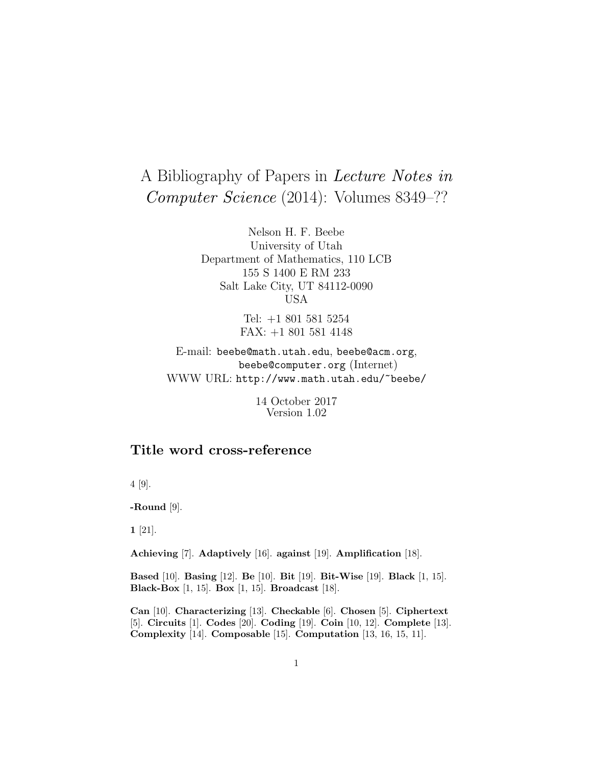# A Bibliography of Papers in *Lecture Notes in Computer Science* (2014): Volumes 8349–??

Nelson H. F. Beebe
University of Utah
Department of Mathematics, 110 LCB
155 S 1400 E RM 233
Salt Lake City, UT 84112-0090
USA

Tel: +1 801 581 5254
FAX: +1 801 581 4148

E-mail: `beebe@math.utah.edu`, `beebe@acm.org`, `beebe@computer.org` (Internet)
WWW URL: `http://www.math.utah.edu/~beebe/`

14 October 2017
Version 1.02

## Title word cross-reference

4 [9].

**-Round** [9].

**1** [21].

**Achieving** [7]. **Adaptively** [16]. **against** [19]. **Amplification** [18].

**Based** [10]. **Basing** [12]. **Be** [10]. **Bit** [19]. **Bit-Wise** [19]. **Black** [1, 15]. **Black-Box** [1, 15]. **Box** [1, 15]. **Broadcast** [18].

**Can** [10]. **Characterizing** [13]. **Checkable** [6]. **Chosen** [5]. **Ciphertext** [5]. **Circuits** [1]. **Codes** [20]. **Coding** [19]. **Coin** [10, 12]. **Complete** [13]. **Complexity** [14]. **Composable** [15]. **Computation** [13, 16, 15, 11].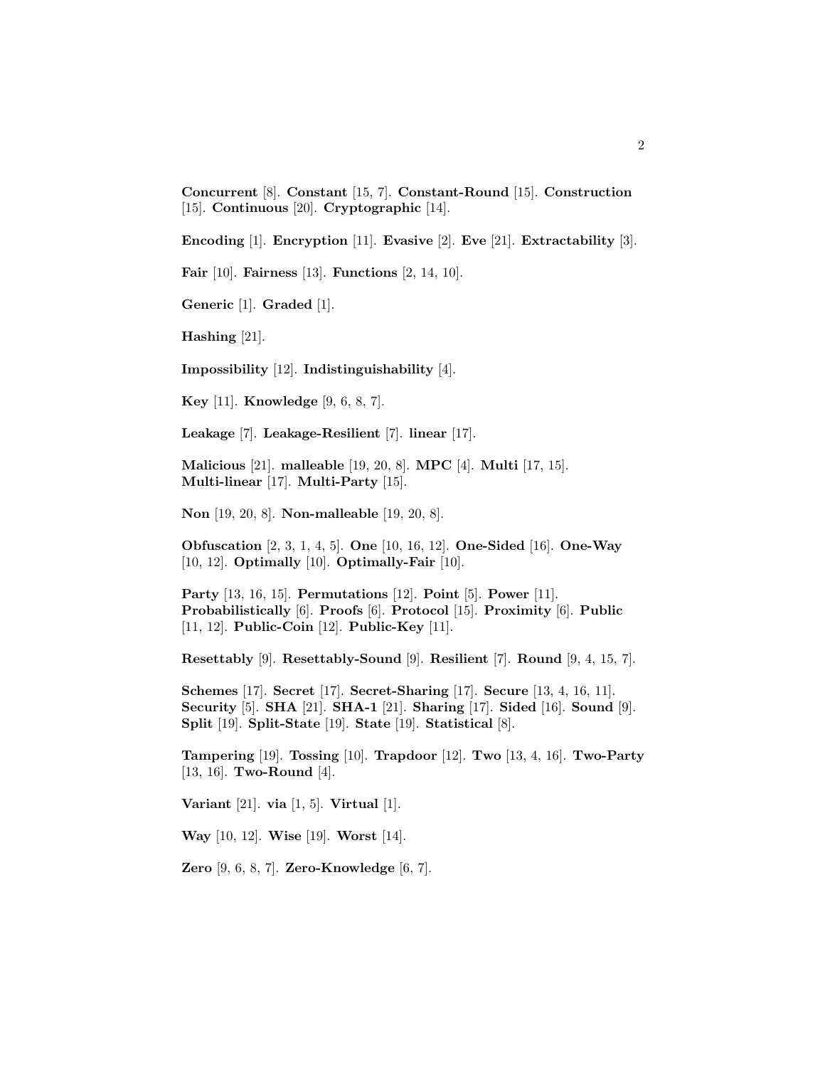**Concurrent** [8]. **Constant** [15, 7]. **Constant-Round** [15]. **Construction** [15]. **Continuous** [20]. **Cryptographic** [14].

**Encoding** [1]. **Encryption** [11]. **Evasive** [2]. **Eve** [21]. **Extractability** [3].

**Fair** [10]. **Fairness** [13]. **Functions** [2, 14, 10].

**Generic** [1]. **Graded** [1].

**Hashing** [21].

**Impossibility** [12]. **Indistinguishability** [4].

**Key** [11]. **Knowledge** [9, 6, 8, 7].

**Leakage** [7]. **Leakage-Resilient** [7]. **linear** [17].

**Malicious** [21]. **malleable** [19, 20, 8]. **MPC** [4]. **Multi** [17, 15]. **Multi-linear** [17]. **Multi-Party** [15].

**Non** [19, 20, 8]. **Non-malleable** [19, 20, 8].

**Obfuscation** [2, 3, 1, 4, 5]. **One** [10, 16, 12]. **One-Sided** [16]. **One-Way** [10, 12]. **Optimally** [10]. **Optimally-Fair** [10].

**Party** [13, 16, 15]. **Permutations** [12]. **Point** [5]. **Power** [11]. **Probabilistically** [6]. **Proofs** [6]. **Protocol** [15]. **Proximity** [6]. **Public** [11, 12]. **Public-Coin** [12]. **Public-Key** [11].

**Resettably** [9]. **Resettably-Sound** [9]. **Resilient** [7]. **Round** [9, 4, 15, 7].

**Schemes** [17]. **Secret** [17]. **Secret-Sharing** [17]. **Secure** [13, 4, 16, 11]. **Security** [5]. **SHA** [21]. **SHA-1** [21]. **Sharing** [17]. **Sided** [16]. **Sound** [9]. **Split** [19]. **Split-State** [19]. **State** [19]. **Statistical** [8].

**Tampering** [19]. **Tossing** [10]. **Trapdoor** [12]. **Two** [13, 4, 16]. **Two-Party** [13, 16]. **Two-Round** [4].

**Variant** [21]. **via** [1, 5]. **Virtual** [1].

**Way** [10, 12]. **Wise** [19]. **Worst** [14].

**Zero** [9, 6, 8, 7]. **Zero-Knowledge** [6, 7].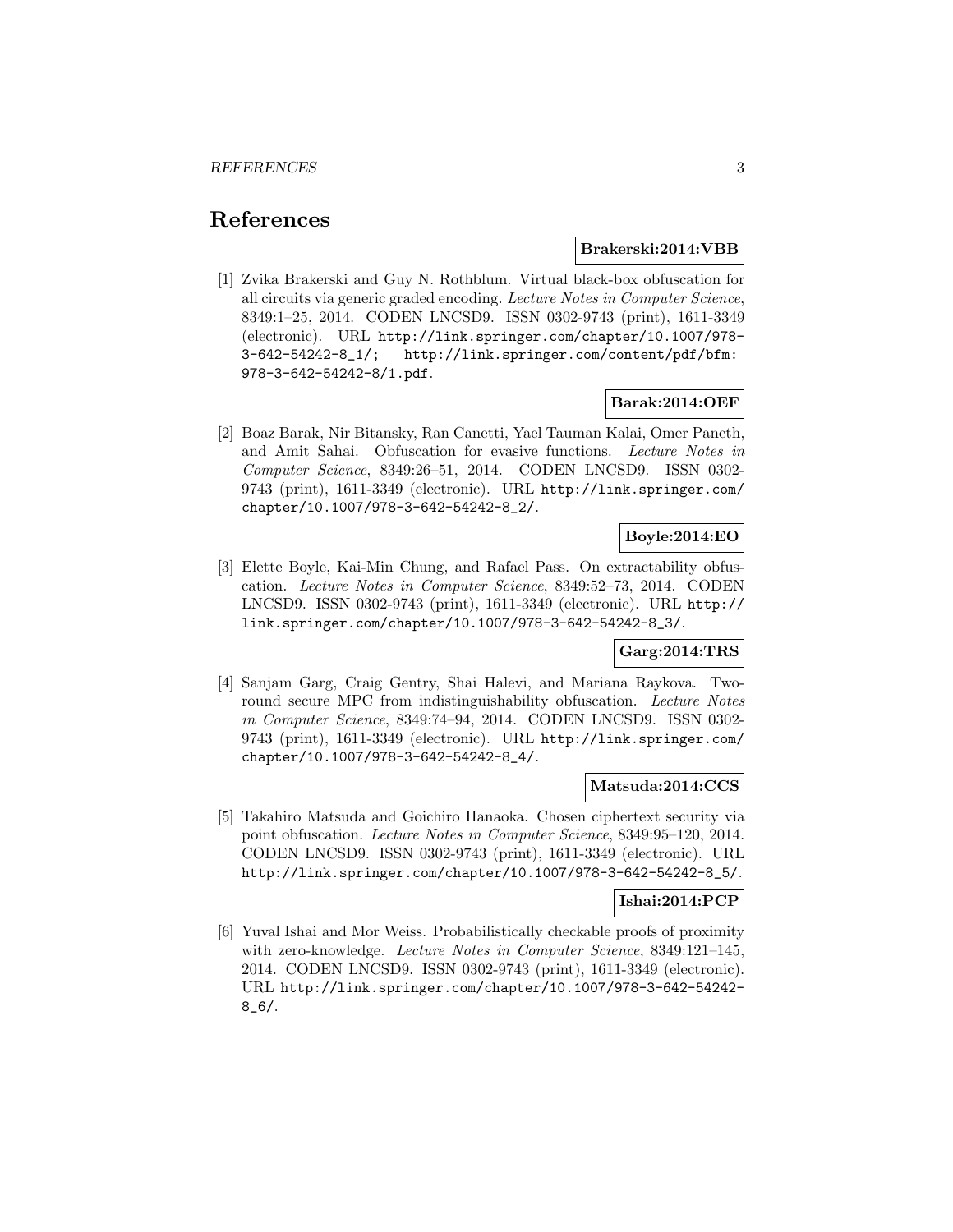# References

**Brakerski:2014:VBB**

[1] Zvika Brakerski and Guy N. Rothblum. Virtual black-box obfuscation for all circuits via generic graded encoding. *Lecture Notes in Computer Science*, 8349:1–25, 2014. CODEN LNCSD9. ISSN 0302-9743 (print), 1611-3349 (electronic). URL `http://link.springer.com/chapter/10.1007/978-3-642-54242-8_1/`; `http://link.springer.com/content/pdf/bfm:978-3-642-54242-8/1.pdf`.

**Barak:2014:OEF**

[2] Boaz Barak, Nir Bitansky, Ran Canetti, Yael Tauman Kalai, Omer Paneth, and Amit Sahai. Obfuscation for evasive functions. *Lecture Notes in Computer Science*, 8349:26–51, 2014. CODEN LNCSD9. ISSN 0302-9743 (print), 1611-3349 (electronic). URL `http://link.springer.com/chapter/10.1007/978-3-642-54242-8_2/`.

**Boyle:2014:EO**

[3] Elette Boyle, Kai-Min Chung, and Rafael Pass. On extractability obfuscation. *Lecture Notes in Computer Science*, 8349:52–73, 2014. CODEN LNCSD9. ISSN 0302-9743 (print), 1611-3349 (electronic). URL `http://link.springer.com/chapter/10.1007/978-3-642-54242-8_3/`.

**Garg:2014:TRS**

[4] Sanjam Garg, Craig Gentry, Shai Halevi, and Mariana Raykova. Two-round secure MPC from indistinguishability obfuscation. *Lecture Notes in Computer Science*, 8349:74–94, 2014. CODEN LNCSD9. ISSN 0302-9743 (print), 1611-3349 (electronic). URL `http://link.springer.com/chapter/10.1007/978-3-642-54242-8_4/`.

**Matsuda:2014:CCS**

[5] Takahiro Matsuda and Goichiro Hanaoka. Chosen ciphertext security via point obfuscation. *Lecture Notes in Computer Science*, 8349:95–120, 2014. CODEN LNCSD9. ISSN 0302-9743 (print), 1611-3349 (electronic). URL `http://link.springer.com/chapter/10.1007/978-3-642-54242-8_5/`.

**Ishai:2014:PCP**

[6] Yuval Ishai and Mor Weiss. Probabilistically checkable proofs of proximity with zero-knowledge. *Lecture Notes in Computer Science*, 8349:121–145, 2014. CODEN LNCSD9. ISSN 0302-9743 (print), 1611-3349 (electronic). URL `http://link.springer.com/chapter/10.1007/978-3-642-54242-8_6/`.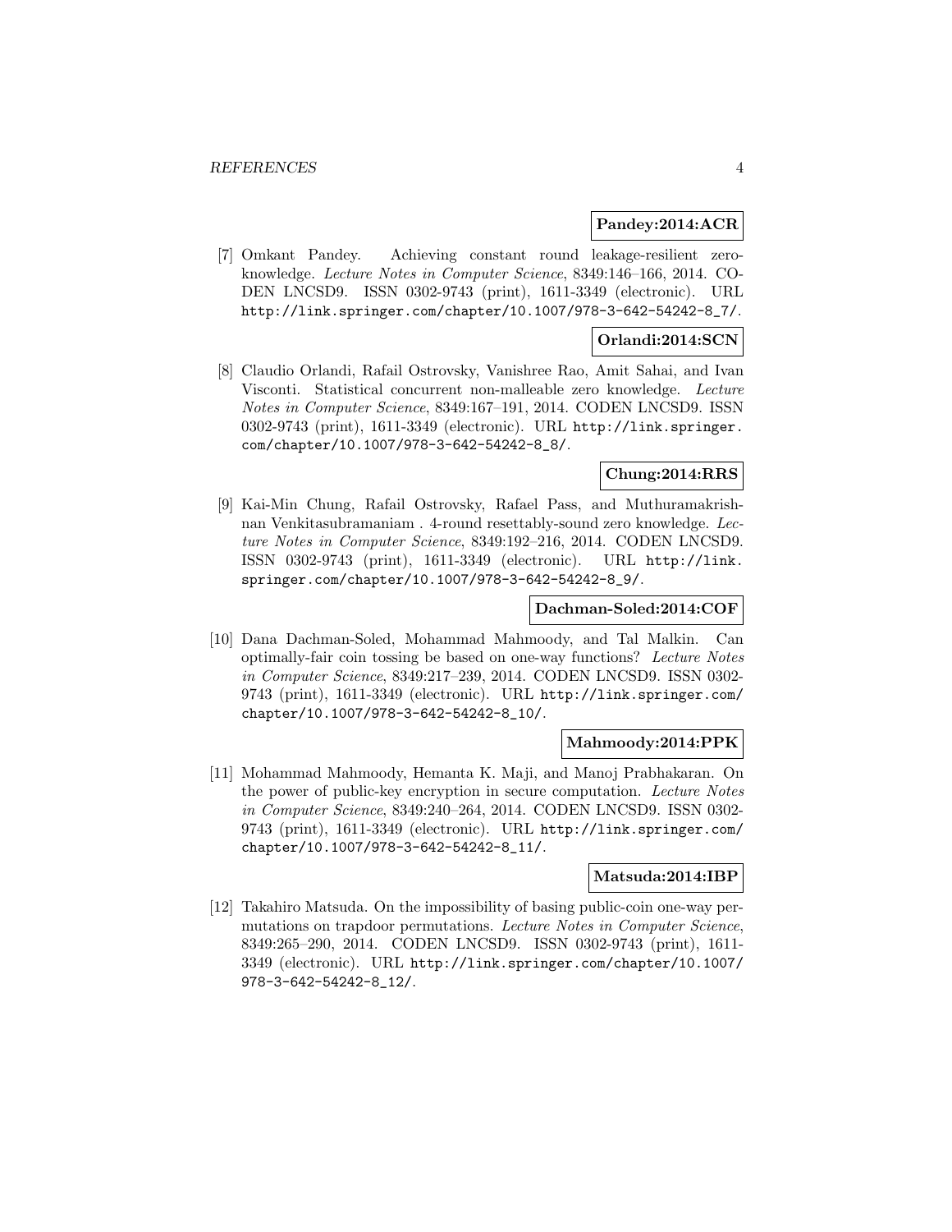**Pandey:2014:ACR**

[7] Omkant Pandey. Achieving constant round leakage-resilient zero-knowledge. *Lecture Notes in Computer Science*, 8349:146–166, 2014. CODEN LNCSD9. ISSN 0302-9743 (print), 1611-3349 (electronic). URL http://link.springer.com/chapter/10.1007/978-3-642-54242-8_7/.

**Orlandi:2014:SCN**

[8] Claudio Orlandi, Rafail Ostrovsky, Vanishree Rao, Amit Sahai, and Ivan Visconti. Statistical concurrent non-malleable zero knowledge. *Lecture Notes in Computer Science*, 8349:167–191, 2014. CODEN LNCSD9. ISSN 0302-9743 (print), 1611-3349 (electronic). URL http://link.springer.com/chapter/10.1007/978-3-642-54242-8_8/.

**Chung:2014:RRS**

[9] Kai-Min Chung, Rafail Ostrovsky, Rafael Pass, and Muthuramakrishnan Venkitasubramaniam . 4-round resettably-sound zero knowledge. *Lecture Notes in Computer Science*, 8349:192–216, 2014. CODEN LNCSD9. ISSN 0302-9743 (print), 1611-3349 (electronic). URL http://link.springer.com/chapter/10.1007/978-3-642-54242-8_9/.

**Dachman-Soled:2014:COF**

[10] Dana Dachman-Soled, Mohammad Mahmoody, and Tal Malkin. Can optimally-fair coin tossing be based on one-way functions? *Lecture Notes in Computer Science*, 8349:217–239, 2014. CODEN LNCSD9. ISSN 0302-9743 (print), 1611-3349 (electronic). URL http://link.springer.com/chapter/10.1007/978-3-642-54242-8_10/.

**Mahmoody:2014:PPK**

[11] Mohammad Mahmoody, Hemanta K. Maji, and Manoj Prabhakaran. On the power of public-key encryption in secure computation. *Lecture Notes in Computer Science*, 8349:240–264, 2014. CODEN LNCSD9. ISSN 0302-9743 (print), 1611-3349 (electronic). URL http://link.springer.com/chapter/10.1007/978-3-642-54242-8_11/.

**Matsuda:2014:IBP**

[12] Takahiro Matsuda. On the impossibility of basing public-coin one-way permutations on trapdoor permutations. *Lecture Notes in Computer Science*, 8349:265–290, 2014. CODEN LNCSD9. ISSN 0302-9743 (print), 1611-3349 (electronic). URL http://link.springer.com/chapter/10.1007/978-3-642-54242-8_12/.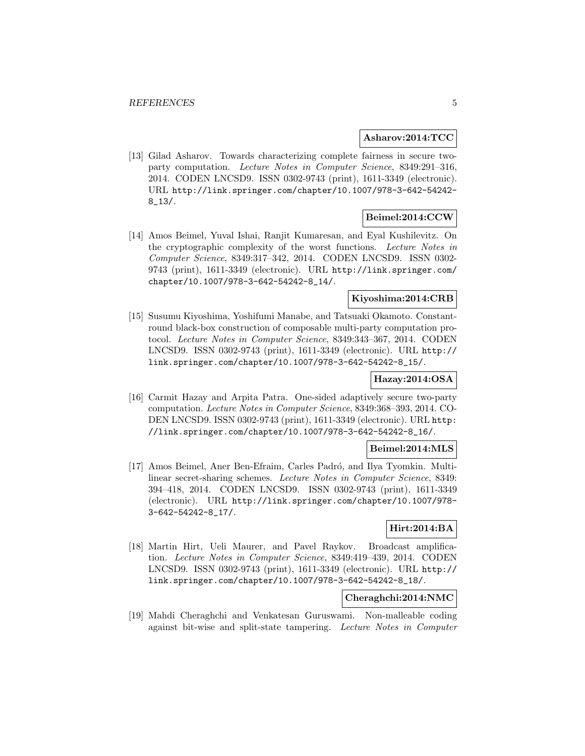**Asharov:2014:TCC**

[13] Gilad Asharov. Towards characterizing complete fairness in secure two-party computation. *Lecture Notes in Computer Science*, 8349:291–316, 2014. CODEN LNCSD9. ISSN 0302-9743 (print), 1611-3349 (electronic). URL http://link.springer.com/chapter/10.1007/978-3-642-54242-8_13/.

**Beimel:2014:CCW**

[14] Amos Beimel, Yuval Ishai, Ranjit Kumaresan, and Eyal Kushilevitz. On the cryptographic complexity of the worst functions. *Lecture Notes in Computer Science*, 8349:317–342, 2014. CODEN LNCSD9. ISSN 0302-9743 (print), 1611-3349 (electronic). URL http://link.springer.com/chapter/10.1007/978-3-642-54242-8_14/.

**Kiyoshima:2014:CRB**

[15] Susumu Kiyoshima, Yoshifumi Manabe, and Tatsuaki Okamoto. Constant-round black-box construction of composable multi-party computation protocol. *Lecture Notes in Computer Science*, 8349:343–367, 2014. CODEN LNCSD9. ISSN 0302-9743 (print), 1611-3349 (electronic). URL http://link.springer.com/chapter/10.1007/978-3-642-54242-8_15/.

**Hazay:2014:OSA**

[16] Carmit Hazay and Arpita Patra. One-sided adaptively secure two-party computation. *Lecture Notes in Computer Science*, 8349:368–393, 2014. CODEN LNCSD9. ISSN 0302-9743 (print), 1611-3349 (electronic). URL http://link.springer.com/chapter/10.1007/978-3-642-54242-8_16/.

**Beimel:2014:MLS**

[17] Amos Beimel, Aner Ben-Efraim, Carles Padró, and Ilya Tyomkin. Multi-linear secret-sharing schemes. *Lecture Notes in Computer Science*, 8349: 394–418, 2014. CODEN LNCSD9. ISSN 0302-9743 (print), 1611-3349 (electronic). URL http://link.springer.com/chapter/10.1007/978-3-642-54242-8_17/.

**Hirt:2014:BA**

[18] Martin Hirt, Ueli Maurer, and Pavel Raykov. Broadcast amplification. *Lecture Notes in Computer Science*, 8349:419–439, 2014. CODEN LNCSD9. ISSN 0302-9743 (print), 1611-3349 (electronic). URL http://link.springer.com/chapter/10.1007/978-3-642-54242-8_18/.

**Cheraghchi:2014:NMC**

[19] Mahdi Cheraghchi and Venkatesan Guruswami. Non-malleable coding against bit-wise and split-state tampering. *Lecture Notes in Computer*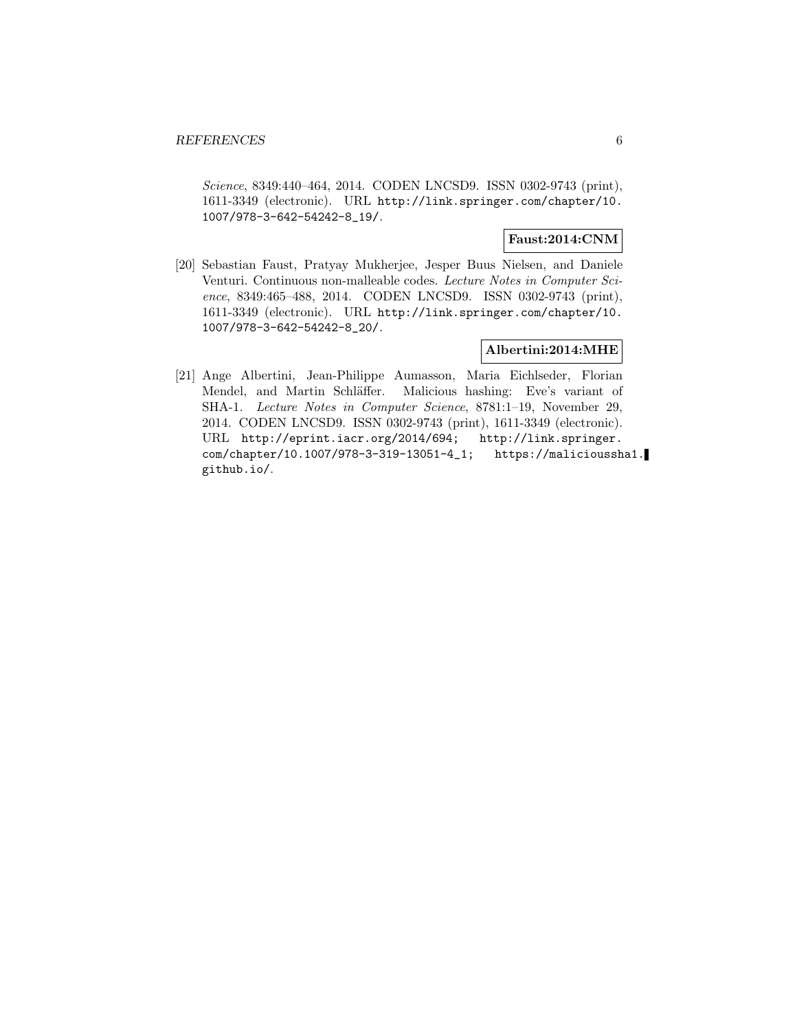*Science*, 8349:440–464, 2014. CODEN LNCSD9. ISSN 0302-9743 (print), 1611-3349 (electronic). URL http://link.springer.com/chapter/10.1007/978-3-642-54242-8_19/.

**Faust:2014:CNM**

[20] Sebastian Faust, Pratyay Mukherjee, Jesper Buus Nielsen, and Daniele Venturi. Continuous non-malleable codes. *Lecture Notes in Computer Science*, 8349:465–488, 2014. CODEN LNCSD9. ISSN 0302-9743 (print), 1611-3349 (electronic). URL http://link.springer.com/chapter/10.1007/978-3-642-54242-8_20/.

**Albertini:2014:MHE**

[21] Ange Albertini, Jean-Philippe Aumasson, Maria Eichlseder, Florian Mendel, and Martin Schläffer. Malicious hashing: Eve's variant of SHA-1. *Lecture Notes in Computer Science*, 8781:1–19, November 29, 2014. CODEN LNCSD9. ISSN 0302-9743 (print), 1611-3349 (electronic). URL http://eprint.iacr.org/2014/694; http://link.springer.com/chapter/10.1007/978-3-319-13051-4_1; https://malicioussha1.github.io/.